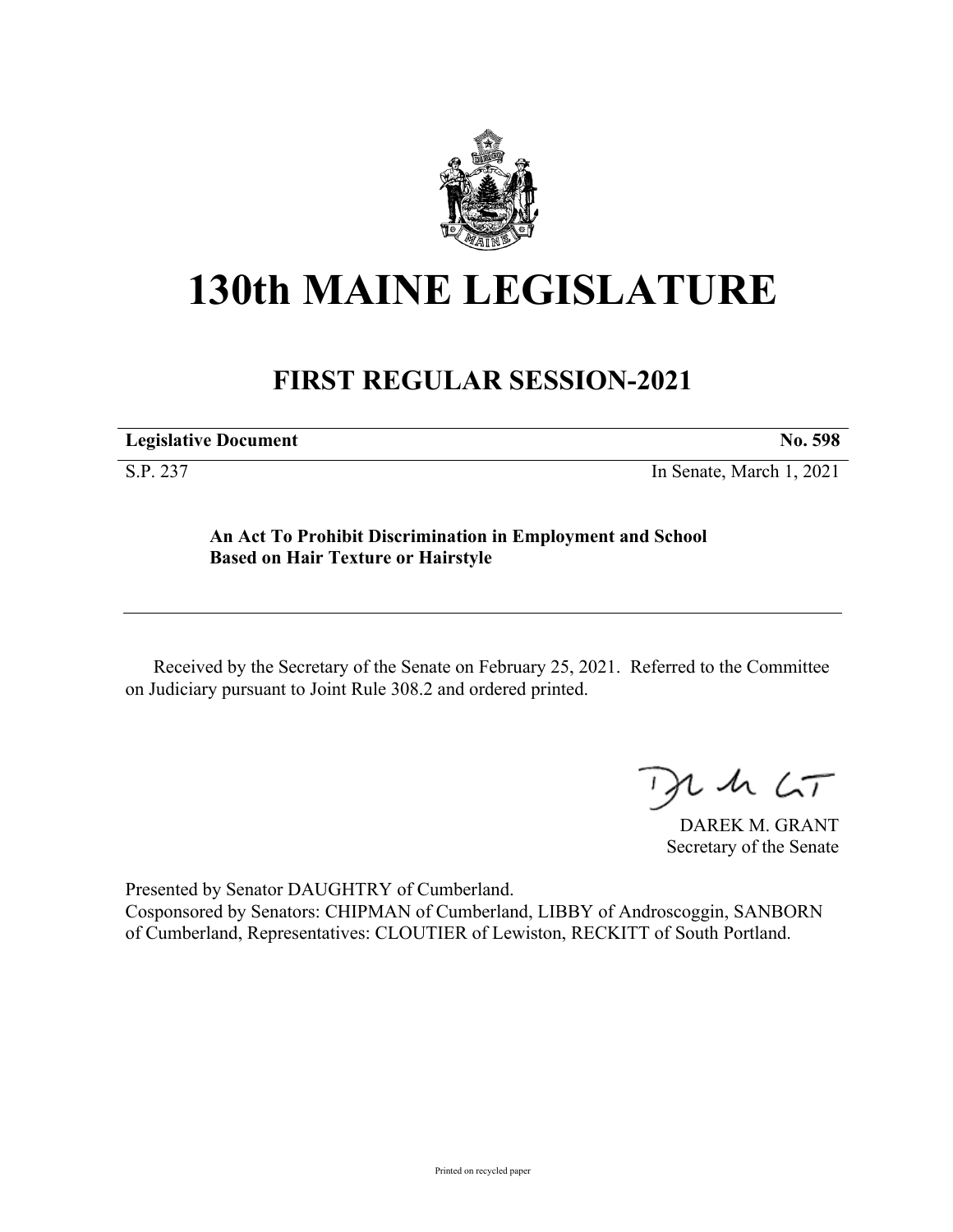# 130th MAINE LEGISLATURE

## FIRST REGULAR SESSION-2021

| **Legislative Document** | **No. 598** |
|---|---|
| S.P. 237 | In Senate, March 1, 2021 |

**An Act To Prohibit Discrimination in Employment and School Based on Hair Texture or Hairstyle**

Received by the Secretary of the Senate on February 25, 2021. Referred to the Committee on Judiciary pursuant to Joint Rule 308.2 and ordered printed.

DAREK M. GRANT
Secretary of the Senate

Presented by Senator DAUGHTRY of Cumberland.
Cosponsored by Senators: CHIPMAN of Cumberland, LIBBY of Androscoggin, SANBORN of Cumberland, Representatives: CLOUTIER of Lewiston, RECKITT of South Portland.

Printed on recycled paper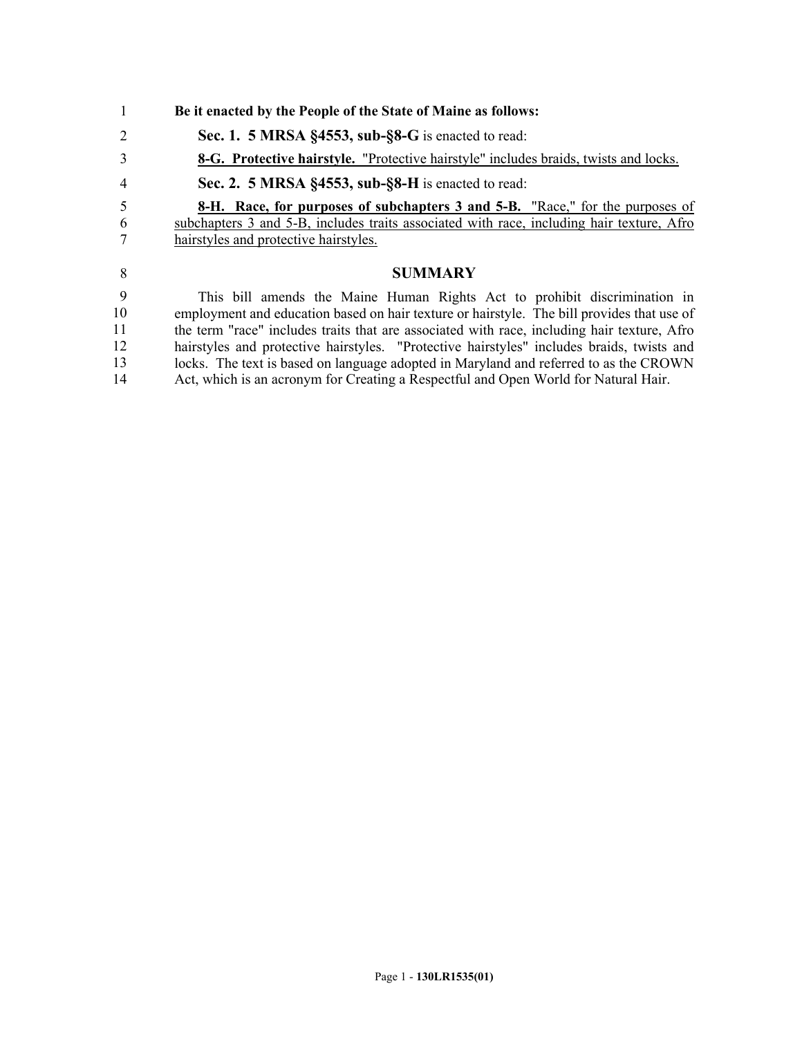**Be it enacted by the People of the State of Maine as follows:**

**Sec. 1. 5 MRSA §4553, sub-§8-G** is enacted to read:

**8-G. Protective hairstyle.** "Protective hairstyle" includes braids, twists and locks.

**Sec. 2. 5 MRSA §4553, sub-§8-H** is enacted to read:

**8-H. Race, for purposes of subchapters 3 and 5-B.** "Race," for the purposes of subchapters 3 and 5-B, includes traits associated with race, including hair texture, Afro hairstyles and protective hairstyles.

## SUMMARY

This bill amends the Maine Human Rights Act to prohibit discrimination in employment and education based on hair texture or hairstyle. The bill provides that use of the term "race" includes traits that are associated with race, including hair texture, Afro hairstyles and protective hairstyles. "Protective hairstyles" includes braids, twists and locks. The text is based on language adopted in Maryland and referred to as the CROWN Act, which is an acronym for Creating a Respectful and Open World for Natural Hair.